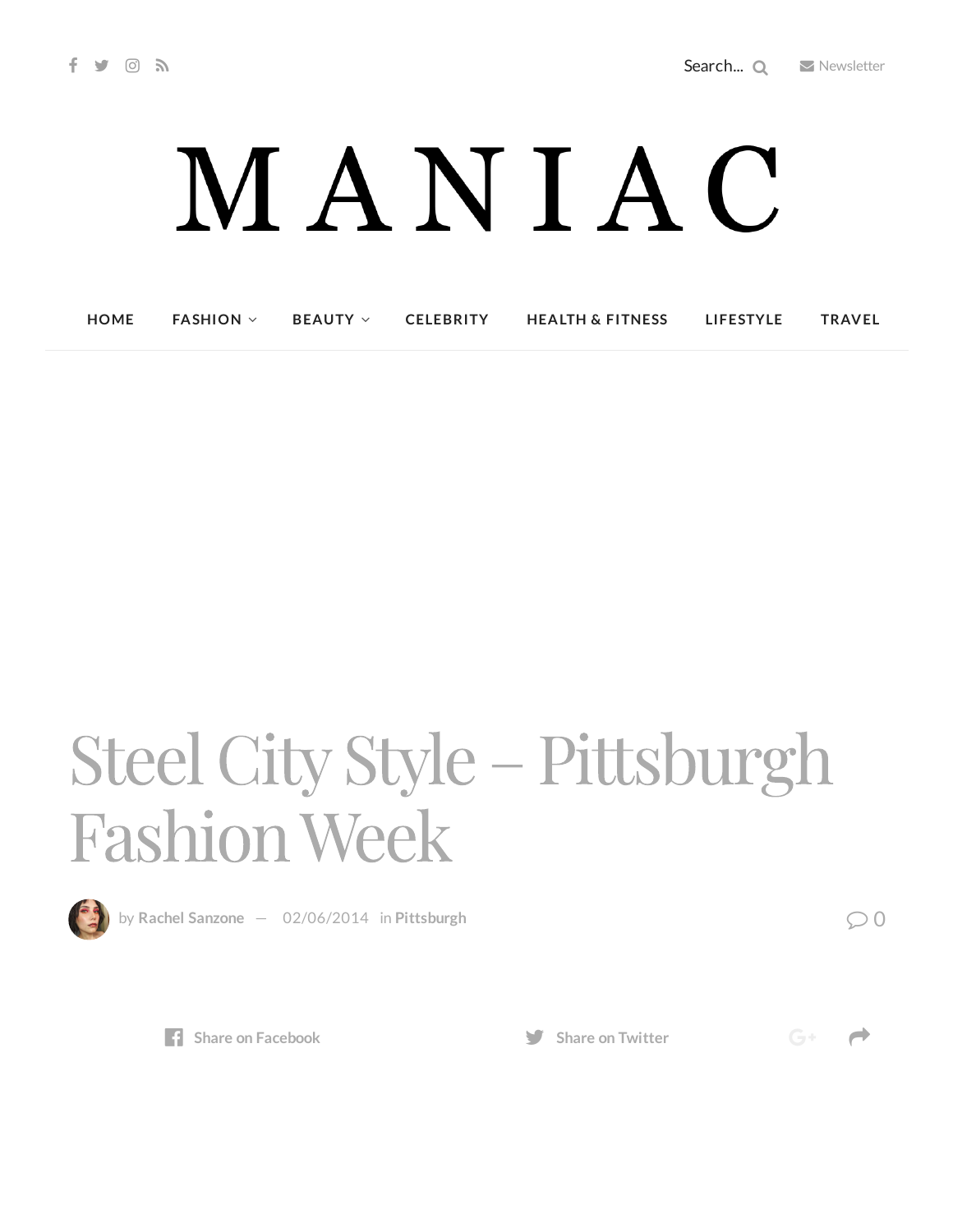Search...

Newsletter

MANIAC

HOME FASHION BEAUTY CELEBRITY HEALTH & FITNESS LIFESTYLE TRAVEL

# Steel City Style – Pittsburgh Fashion Week

by **Rachel Sanzone** — 02/06/2014 in **Pittsburgh**

0

Share on Facebook

Share on Twitter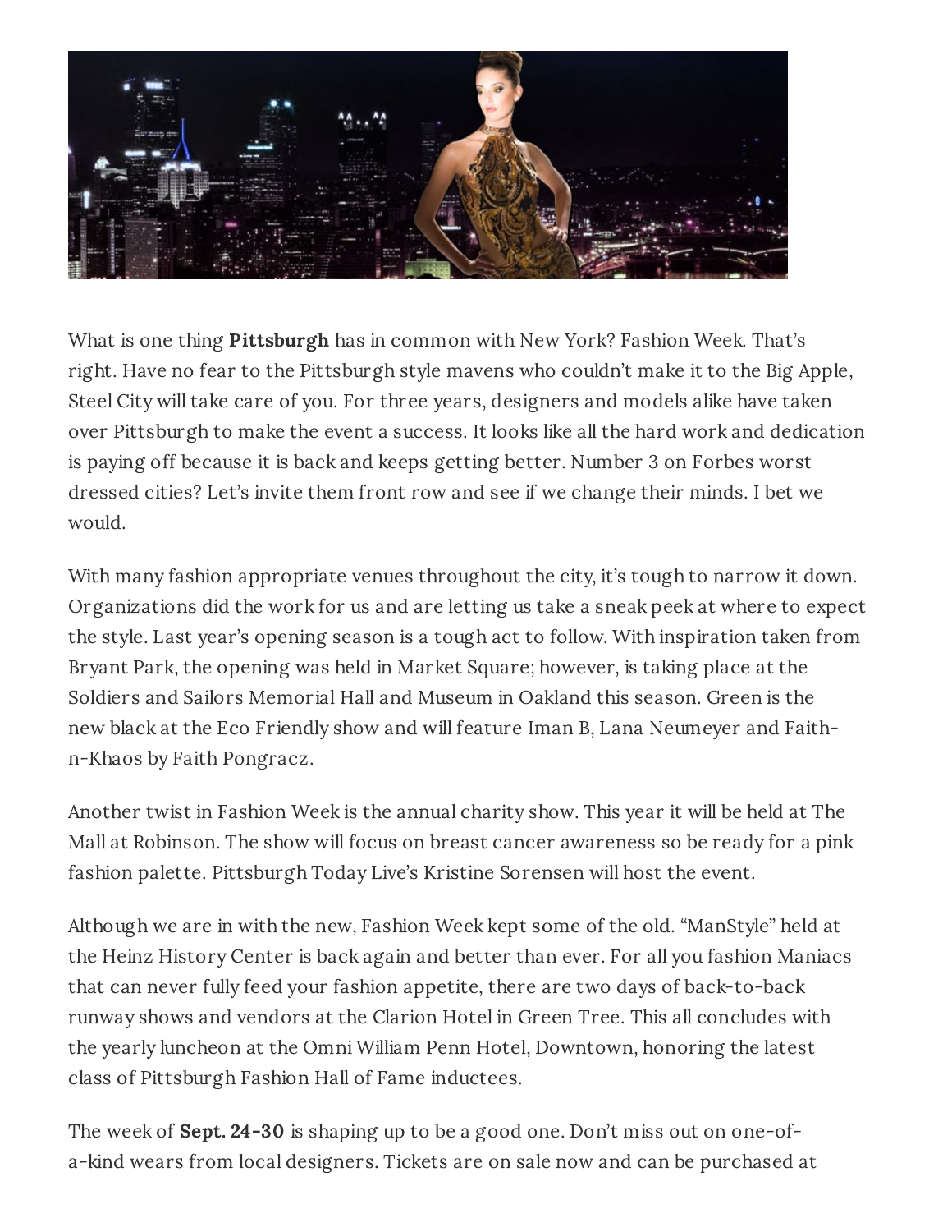What is one thing **Pittsburgh** has in common with New York? Fashion Week. That's right. Have no fear to the Pittsburgh style mavens who couldn't make it to the Big Apple, Steel City will take care of you. For three years, designers and models alike have taken over Pittsburgh to make the event a success. It looks like all the hard work and dedication is paying off because it is back and keeps getting better. Number 3 on Forbes worst dressed cities? Let's invite them front row and see if we change their minds. I bet we would.

With many fashion appropriate venues throughout the city, it's tough to narrow it down. Organizations did the work for us and are letting us take a sneak peek at where to expect the style. Last year's opening season is a tough act to follow. With inspiration taken from Bryant Park, the opening was held in Market Square; however, is taking place at the Soldiers and Sailors Memorial Hall and Museum in Oakland this season. Green is the new black at the Eco Friendly show and will feature Iman B, Lana Neumeyer and Faith-n-Khaos by Faith Pongracz.

Another twist in Fashion Week is the annual charity show. This year it will be held at The Mall at Robinson. The show will focus on breast cancer awareness so be ready for a pink fashion palette. Pittsburgh Today Live's Kristine Sorensen will host the event.

Although we are in with the new, Fashion Week kept some of the old. "ManStyle" held at the Heinz History Center is back again and better than ever. For all you fashion Maniacs that can never fully feed your fashion appetite, there are two days of back-to-back runway shows and vendors at the Clarion Hotel in Green Tree. This all concludes with the yearly luncheon at the Omni William Penn Hotel, Downtown, honoring the latest class of Pittsburgh Fashion Hall of Fame inductees.

The week of **Sept. 24-30** is shaping up to be a good one. Don't miss out on one-of-a-kind wears from local designers. Tickets are on sale now and can be purchased at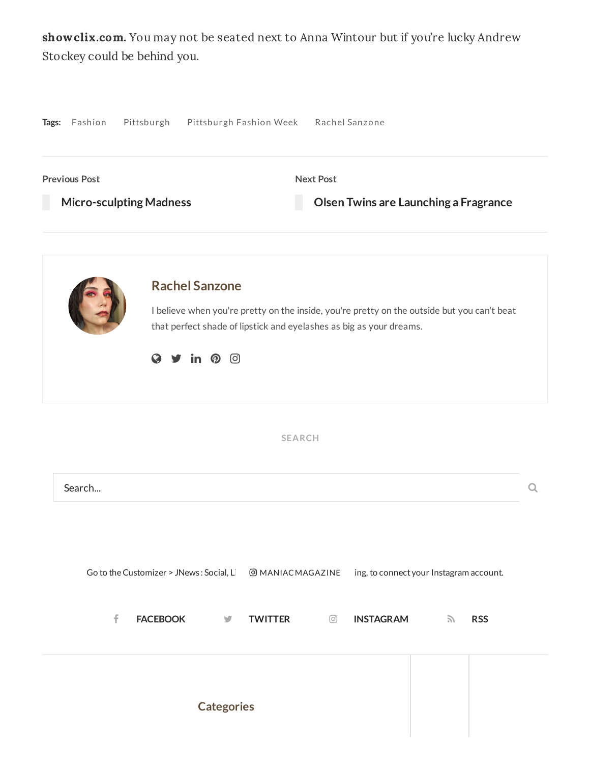**showclix.com**. You may not be seated next to Anna Wintour but if you're lucky Andrew Stockey could be behind you.

**Tags:** Fashion Pittsburgh Pittsburgh Fashion Week Rachel Sanzone

**Previous Post**

**Micro-sculpting Madness**

**Next Post**

**Olsen Twins are Launching a Fragrance**

## Rachel Sanzone

I believe when you're pretty on the inside, you're pretty on the outside but you can't beat that perfect shade of lipstick and eyelashes as big as your dreams.

SEARCH

Search...

Go to the Customizer > JNews : Social, Li MANIACMAGAZINE ing, to connect your Instagram account.

FACEBOOK TWITTER INSTAGRAM RSS

## Categories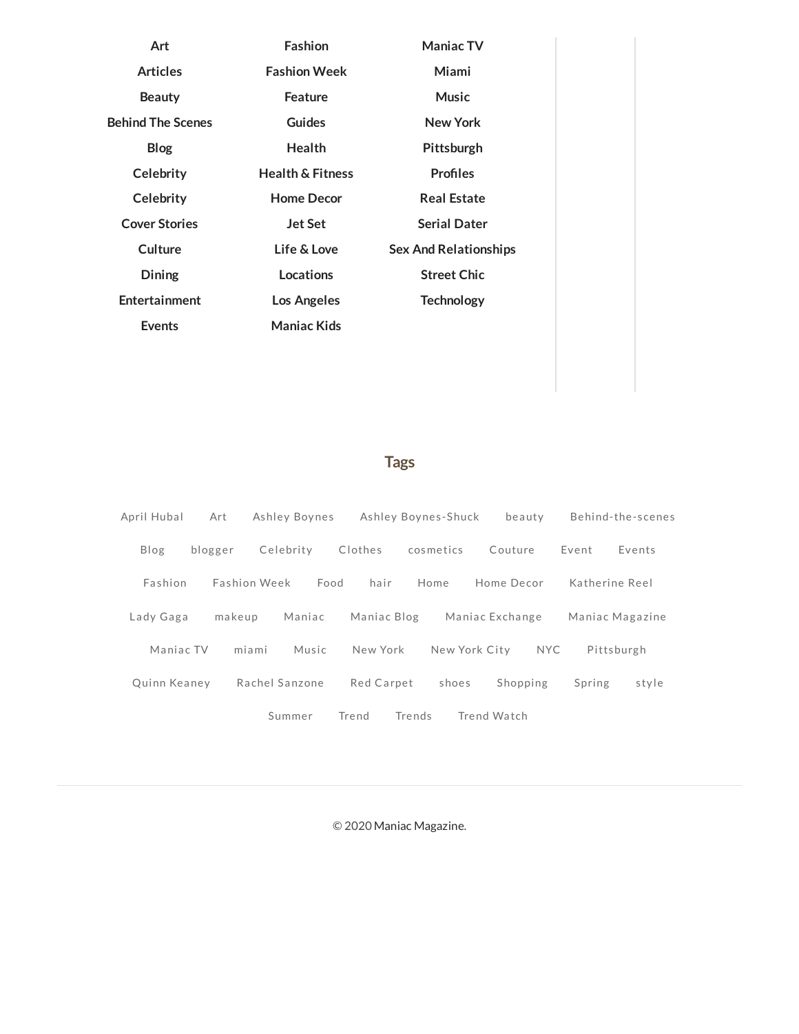Art
Articles
Beauty
Behind The Scenes
Blog
Celebrity
Celebrity
Cover Stories
Culture
Dining
Entertainment
Events

Fashion
Fashion Week
Feature
Guides
Health
Health & Fitness
Home Decor
Jet Set
Life & Love
Locations
Los Angeles
Maniac Kids

Maniac TV
Miami
Music
New York
Pittsburgh
Profiles
Real Estate
Serial Dater
Sex And Relationships
Street Chic
Technology

## Tags

April Hubal Art Ashley Boynes Ashley Boynes-Shuck beauty Behind-the-scenes Blog blogger Celebrity Clothes cosmetics Couture Event Events Fashion Fashion Week Food hair Home Home Decor Katherine Reel Lady Gaga makeup Maniac Maniac Blog Maniac Exchange Maniac Magazine Maniac TV miami Music New York New York City NYC Pittsburgh Quinn Keaney Rachel Sanzone Red Carpet shoes Shopping Spring style Summer Trend Trends Trend Watch

© 2020 Maniac Magazine.